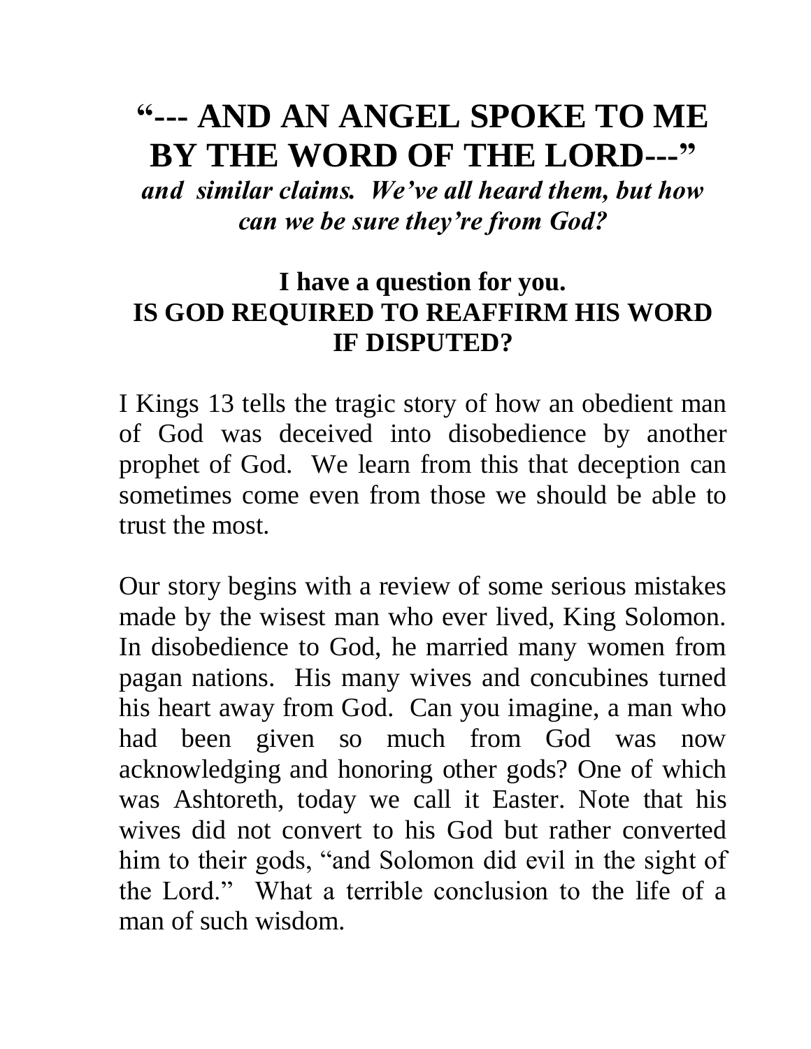# "--- AND AN ANGEL SPOKE TO ME BY THE WORD OF THE LORD---"

***and similar claims. We've all heard them, but how can we be sure they're from God?***

## I have a question for you.
## IS GOD REQUIRED TO REAFFIRM HIS WORD IF DISPUTED?

I Kings 13 tells the tragic story of how an obedient man of God was deceived into disobedience by another prophet of God. We learn from this that deception can sometimes come even from those we should be able to trust the most.

Our story begins with a review of some serious mistakes made by the wisest man who ever lived, King Solomon. In disobedience to God, he married many women from pagan nations. His many wives and concubines turned his heart away from God. Can you imagine, a man who had been given so much from God was now acknowledging and honoring other gods? One of which was Ashtoreth, today we call it Easter. Note that his wives did not convert to his God but rather converted him to their gods, "and Solomon did evil in the sight of the Lord." What a terrible conclusion to the life of a man of such wisdom.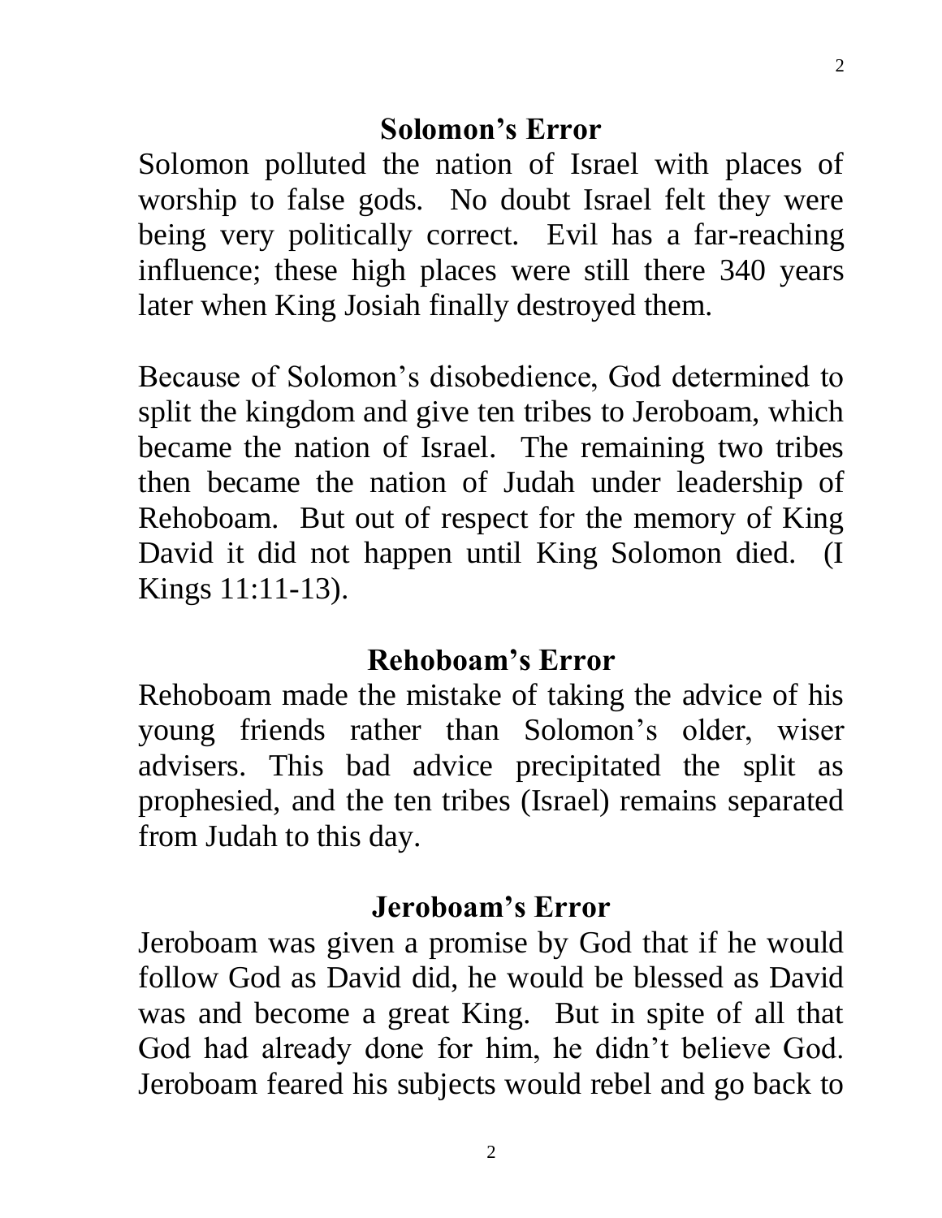## Solomon's Error

Solomon polluted the nation of Israel with places of worship to false gods. No doubt Israel felt they were being very politically correct. Evil has a far-reaching influence; these high places were still there 340 years later when King Josiah finally destroyed them.

Because of Solomon's disobedience, God determined to split the kingdom and give ten tribes to Jeroboam, which became the nation of Israel. The remaining two tribes then became the nation of Judah under leadership of Rehoboam. But out of respect for the memory of King David it did not happen until King Solomon died. (I Kings 11:11-13).

## Rehoboam's Error

Rehoboam made the mistake of taking the advice of his young friends rather than Solomon's older, wiser advisers. This bad advice precipitated the split as prophesied, and the ten tribes (Israel) remains separated from Judah to this day.

## Jeroboam's Error

Jeroboam was given a promise by God that if he would follow God as David did, he would be blessed as David was and become a great King. But in spite of all that God had already done for him, he didn't believe God. Jeroboam feared his subjects would rebel and go back to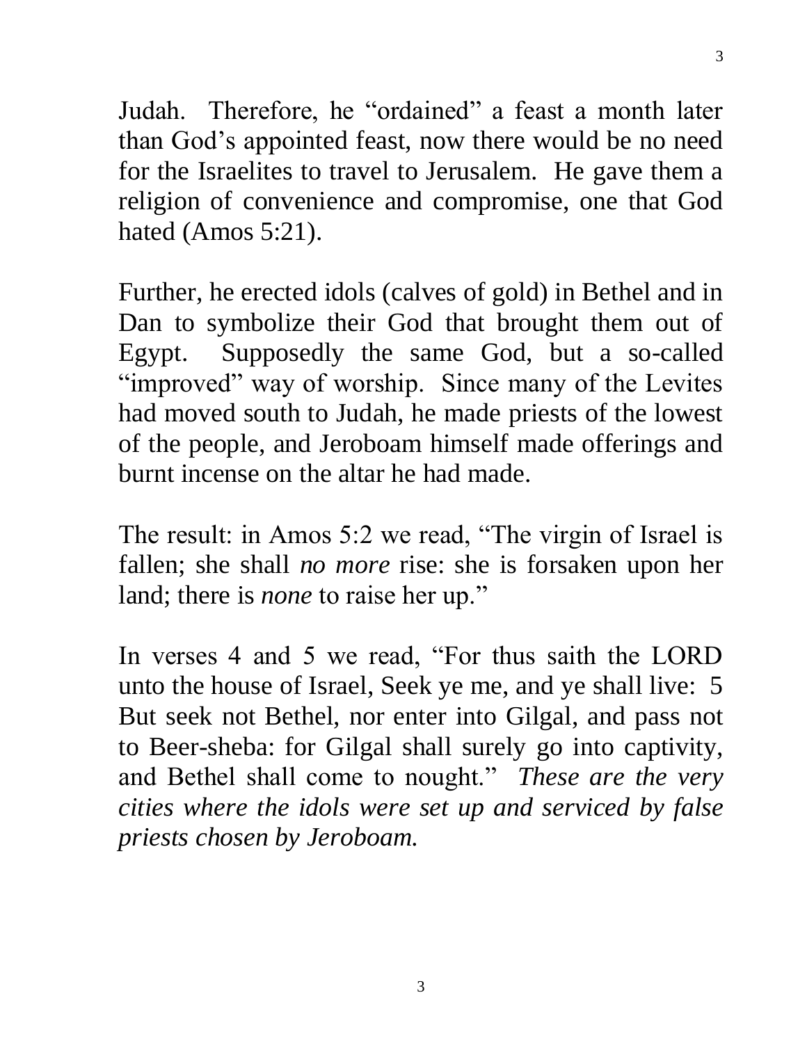Judah. Therefore, he "ordained" a feast a month later than God's appointed feast, now there would be no need for the Israelites to travel to Jerusalem. He gave them a religion of convenience and compromise, one that God hated (Amos 5:21).

Further, he erected idols (calves of gold) in Bethel and in Dan to symbolize their God that brought them out of Egypt. Supposedly the same God, but a so-called "improved" way of worship. Since many of the Levites had moved south to Judah, he made priests of the lowest of the people, and Jeroboam himself made offerings and burnt incense on the altar he had made.

The result: in Amos 5:2 we read, "The virgin of Israel is fallen; she shall *no more* rise: she is forsaken upon her land; there is *none* to raise her up."

In verses 4 and 5 we read, "For thus saith the LORD unto the house of Israel, Seek ye me, and ye shall live: 5 But seek not Bethel, nor enter into Gilgal, and pass not to Beer-sheba: for Gilgal shall surely go into captivity, and Bethel shall come to nought." *These are the very cities where the idols were set up and serviced by false priests chosen by Jeroboam.*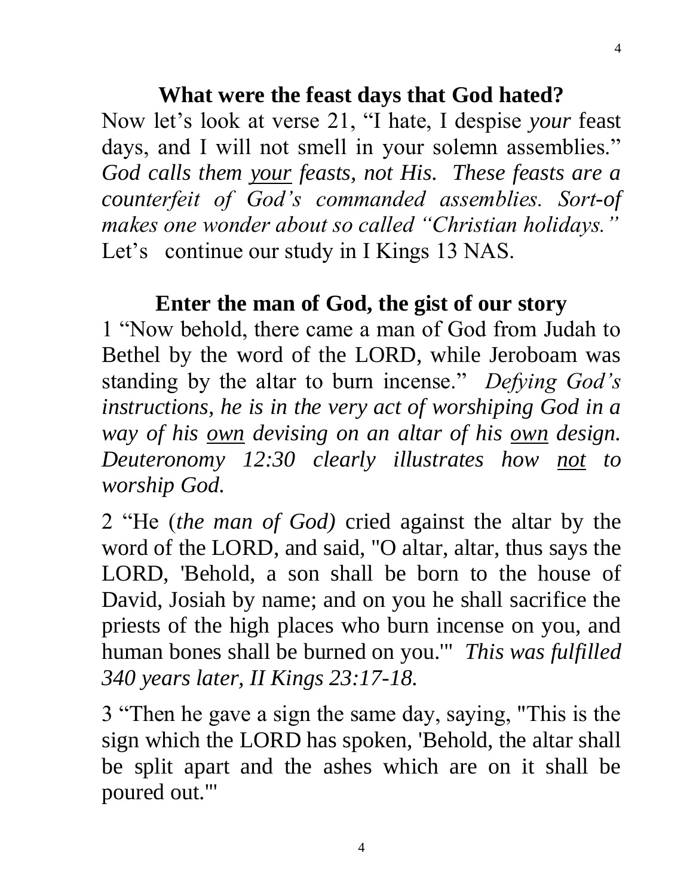## What were the feast days that God hated?

Now let's look at verse 21, "I hate, I despise *your* feast days, and I will not smell in your solemn assemblies." *God calls them <u>your</u> feasts, not His. These feasts are a counterfeit of God's commanded assemblies. Sort-of makes one wonder about so called "Christian holidays."* Let's continue our study in I Kings 13 NAS.

## Enter the man of God, the gist of our story

1 "Now behold, there came a man of God from Judah to Bethel by the word of the LORD, while Jeroboam was standing by the altar to burn incense." *Defying God's instructions, he is in the very act of worshiping God in a way of his <u>own</u> devising on an altar of his <u>own</u> design. Deuteronomy 12:30 clearly illustrates how <u>not</u> to worship God.*

2 "He (*the man of God)* cried against the altar by the word of the LORD, and said, "O altar, altar, thus says the LORD, 'Behold, a son shall be born to the house of David, Josiah by name; and on you he shall sacrifice the priests of the high places who burn incense on you, and human bones shall be burned on you.'" *This was fulfilled 340 years later, II Kings 23:17-18.*

3 "Then he gave a sign the same day, saying, "This is the sign which the LORD has spoken, 'Behold, the altar shall be split apart and the ashes which are on it shall be poured out.'"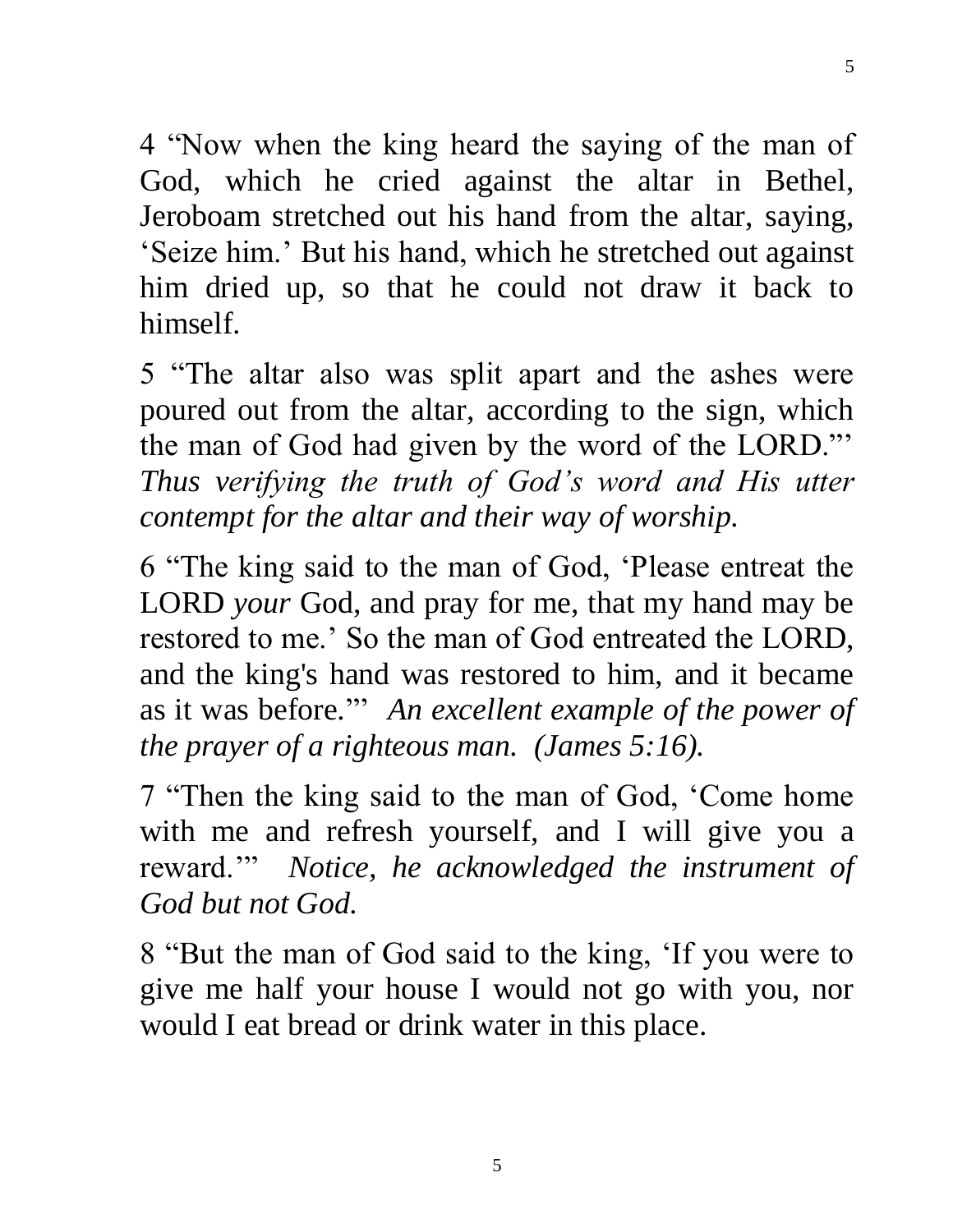4 "Now when the king heard the saying of the man of God, which he cried against the altar in Bethel, Jeroboam stretched out his hand from the altar, saying, 'Seize him.' But his hand, which he stretched out against him dried up, so that he could not draw it back to himself.

5 "The altar also was split apart and the ashes were poured out from the altar, according to the sign, which the man of God had given by the word of the LORD."' *Thus verifying the truth of God's word and His utter contempt for the altar and their way of worship.*

6 "The king said to the man of God, 'Please entreat the LORD *your* God, and pray for me, that my hand may be restored to me.' So the man of God entreated the LORD, and the king's hand was restored to him, and it became as it was before."' *An excellent example of the power of the prayer of a righteous man. (James 5:16).*

7 "Then the king said to the man of God, 'Come home with me and refresh yourself, and I will give you a reward.'" *Notice, he acknowledged the instrument of God but not God.*

8 "But the man of God said to the king, 'If you were to give me half your house I would not go with you, nor would I eat bread or drink water in this place.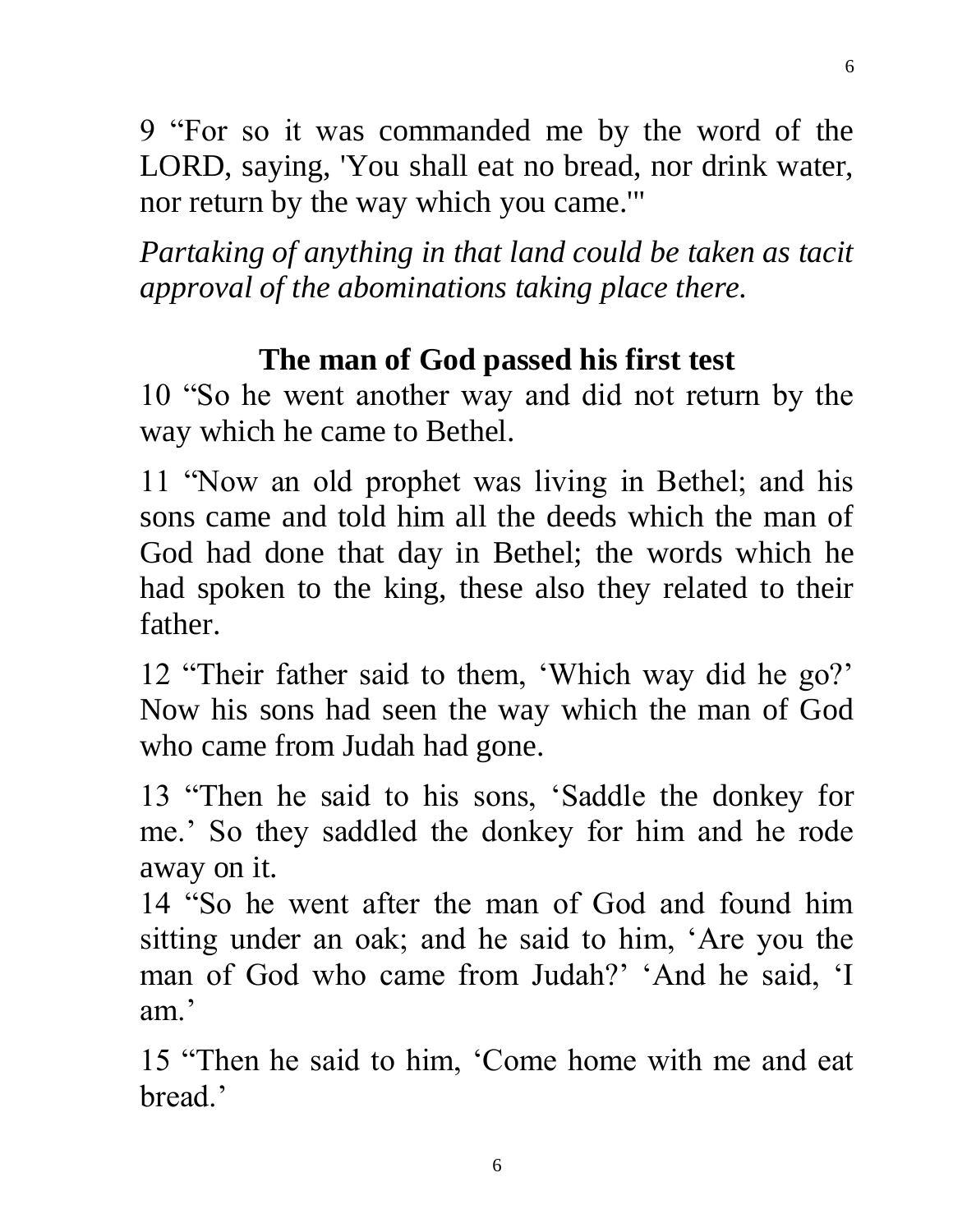9 “For so it was commanded me by the word of the LORD, saying, 'You shall eat no bread, nor drink water, nor return by the way which you came.'"

*Partaking of anything in that land could be taken as tacit approval of the abominations taking place there.*

## The man of God passed his first test

10 “So he went another way and did not return by the way which he came to Bethel.

11 “Now an old prophet was living in Bethel; and his sons came and told him all the deeds which the man of God had done that day in Bethel; the words which he had spoken to the king, these also they related to their father.

12 “Their father said to them, ‘Which way did he go?’ Now his sons had seen the way which the man of God who came from Judah had gone.

13 “Then he said to his sons, ‘Saddle the donkey for me.’ So they saddled the donkey for him and he rode away on it.

14 “So he went after the man of God and found him sitting under an oak; and he said to him, ‘Are you the man of God who came from Judah?’ ‘And he said, ‘I am.’

15 “Then he said to him, ‘Come home with me and eat bread.’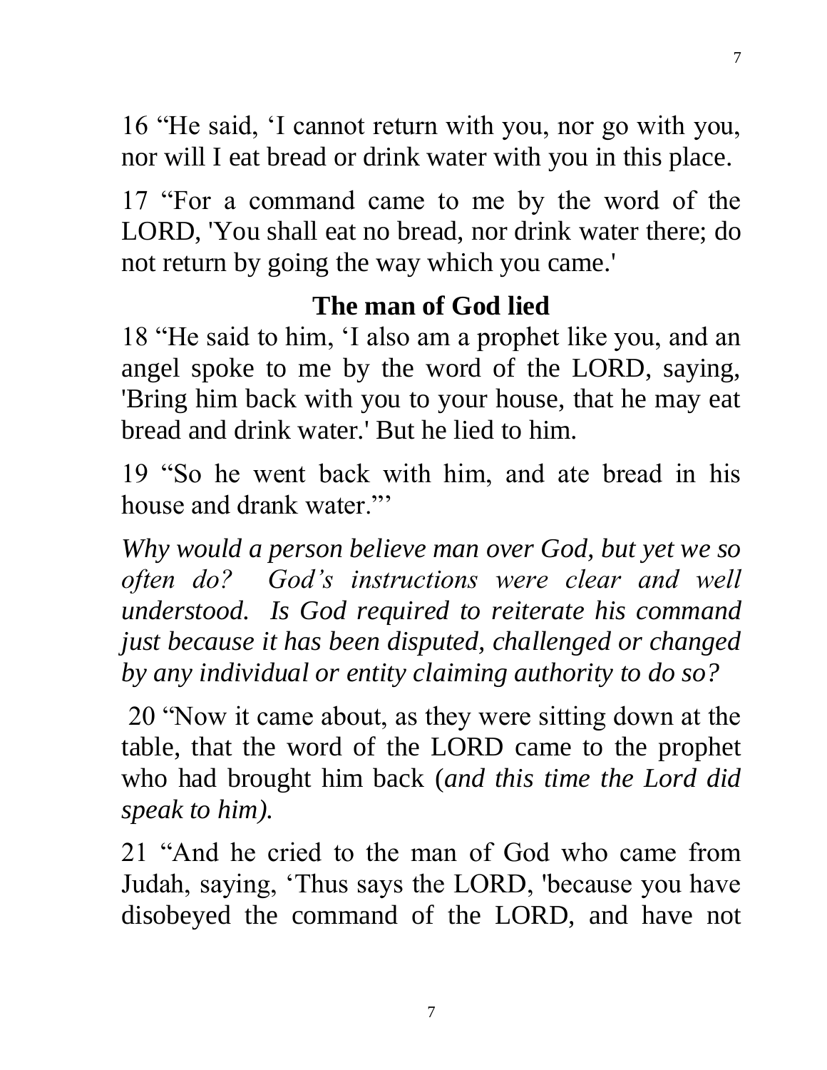16 “He said, ‘I cannot return with you, nor go with you, nor will I eat bread or drink water with you in this place.

17 “For a command came to me by the word of the LORD, 'You shall eat no bread, nor drink water there; do not return by going the way which you came.'

### The man of God lied

18 “He said to him, ‘I also am a prophet like you, and an angel spoke to me by the word of the LORD, saying, 'Bring him back with you to your house, that he may eat bread and drink water.' But he lied to him.

19 “So he went back with him, and ate bread in his house and drank water.”’

*Why would a person believe man over God, but yet we so often do? God’s instructions were clear and well understood. Is God required to reiterate his command just because it has been disputed, challenged or changed by any individual or entity claiming authority to do so?*

20 “Now it came about, as they were sitting down at the table, that the word of the LORD came to the prophet who had brought him back (*and this time the Lord did speak to him).*

21 “And he cried to the man of God who came from Judah, saying, ‘Thus says the LORD, 'because you have disobeyed the command of the LORD, and have not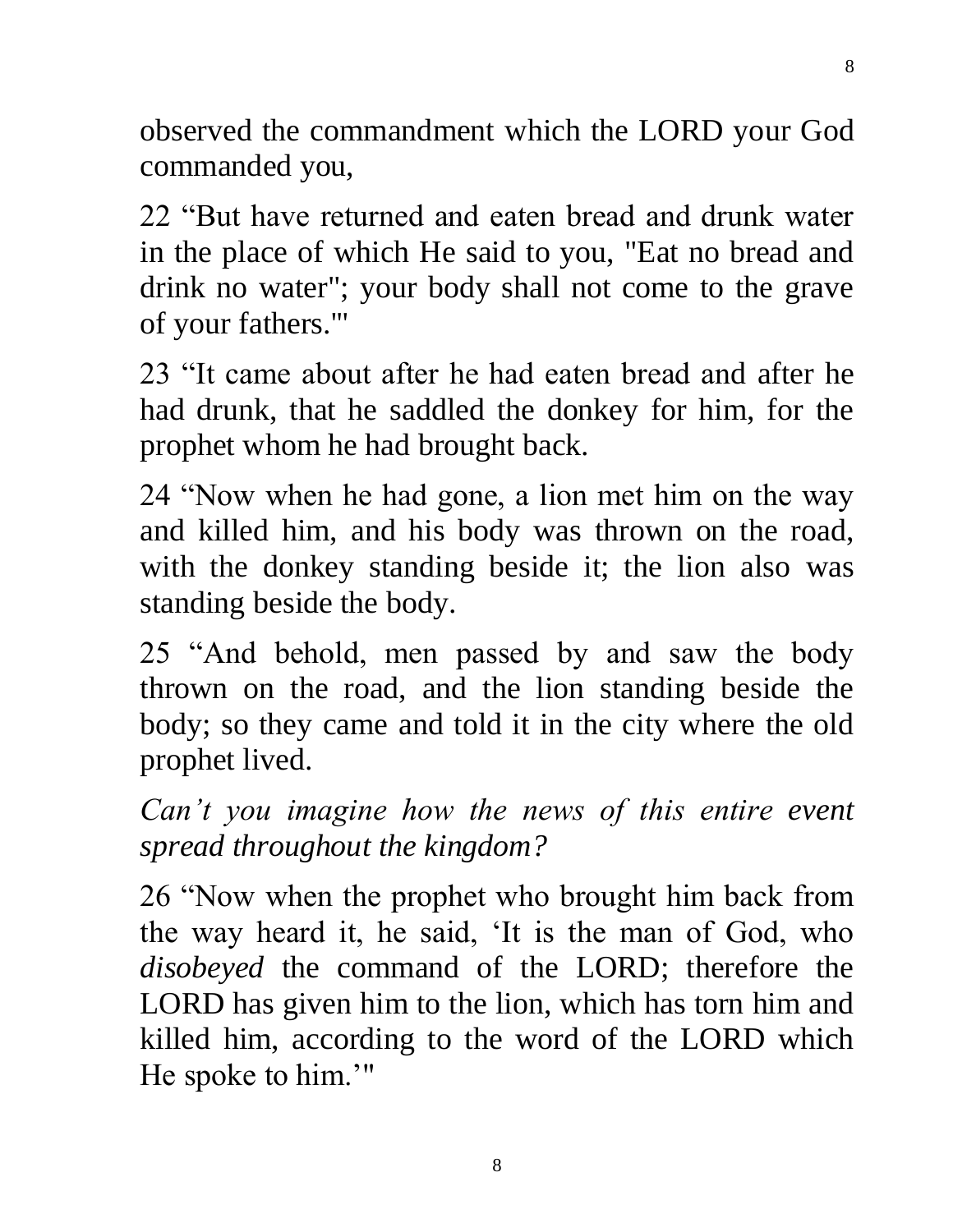observed the commandment which the LORD your God commanded you,

22 “But have returned and eaten bread and drunk water in the place of which He said to you, "Eat no bread and drink no water"; your body shall not come to the grave of your fathers.'"

23 “It came about after he had eaten bread and after he had drunk, that he saddled the donkey for him, for the prophet whom he had brought back.

24 “Now when he had gone, a lion met him on the way and killed him, and his body was thrown on the road, with the donkey standing beside it; the lion also was standing beside the body.

25 “And behold, men passed by and saw the body thrown on the road, and the lion standing beside the body; so they came and told it in the city where the old prophet lived.

*Can’t you imagine how the news of this entire event spread throughout the kingdom?*

26 “Now when the prophet who brought him back from the way heard it, he said, ‘It is the man of God, who *disobeyed* the command of the LORD; therefore the LORD has given him to the lion, which has torn him and killed him, according to the word of the LORD which He spoke to him.’"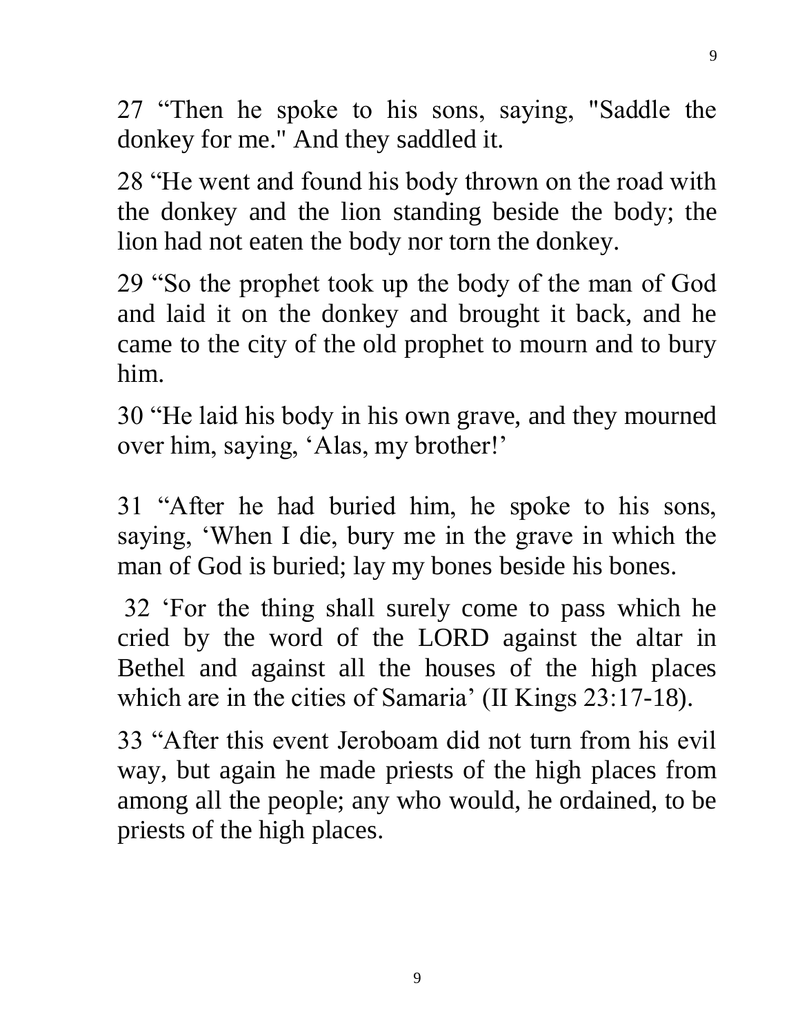27 “Then he spoke to his sons, saying, "Saddle the donkey for me." And they saddled it.

28 “He went and found his body thrown on the road with the donkey and the lion standing beside the body; the lion had not eaten the body nor torn the donkey.

29 “So the prophet took up the body of the man of God and laid it on the donkey and brought it back, and he came to the city of the old prophet to mourn and to bury him.

30 “He laid his body in his own grave, and they mourned over him, saying, ‘Alas, my brother!’

31 “After he had buried him, he spoke to his sons, saying, ‘When I die, bury me in the grave in which the man of God is buried; lay my bones beside his bones.

32 ‘For the thing shall surely come to pass which he cried by the word of the LORD against the altar in Bethel and against all the houses of the high places which are in the cities of Samaria’ (II Kings 23:17-18).

33 “After this event Jeroboam did not turn from his evil way, but again he made priests of the high places from among all the people; any who would, he ordained, to be priests of the high places.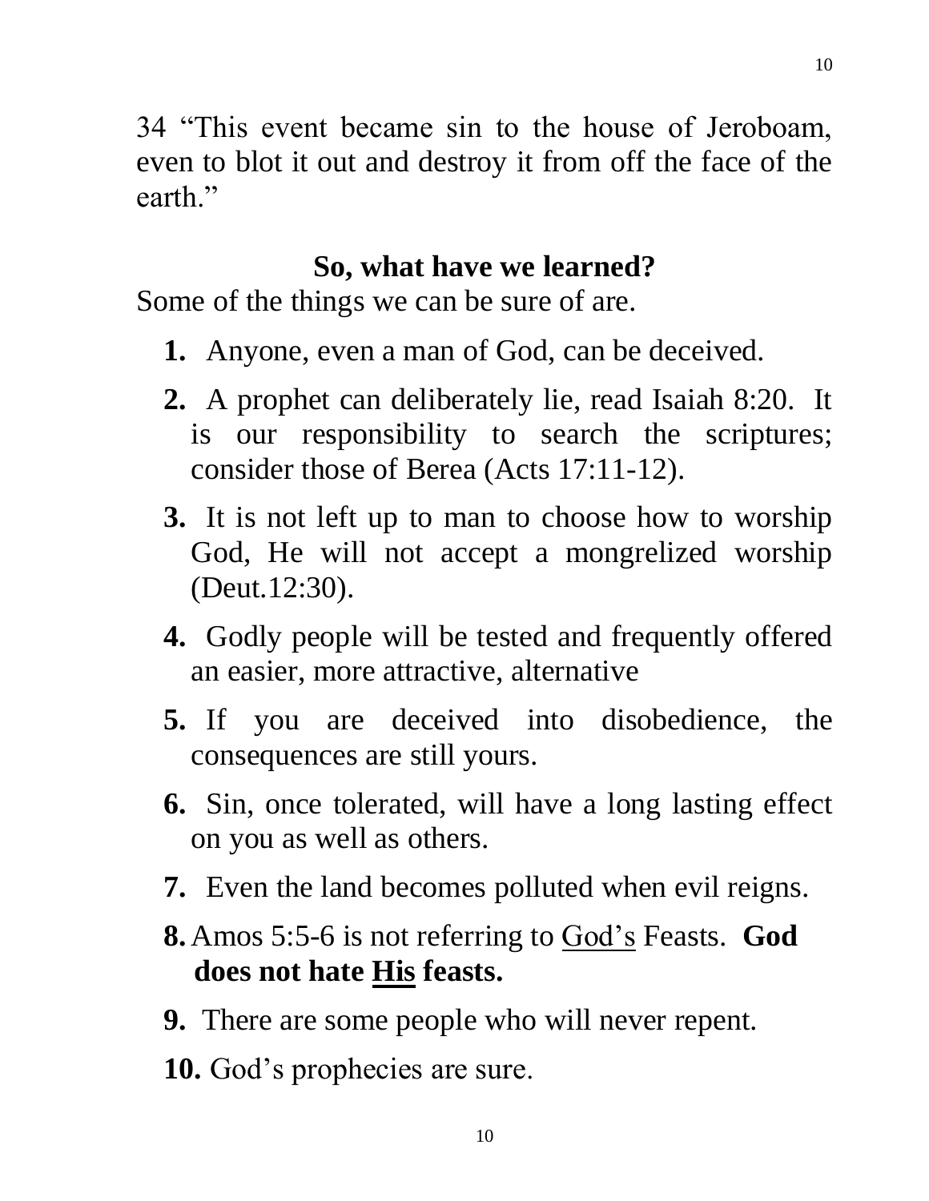34 "This event became sin to the house of Jeroboam, even to blot it out and destroy it from off the face of the earth."

## So, what have we learned?

Some of the things we can be sure of are.

1. Anyone, even a man of God, can be deceived.
2. A prophet can deliberately lie, read Isaiah 8:20. It is our responsibility to search the scriptures; consider those of Berea (Acts 17:11-12).
3. It is not left up to man to choose how to worship God, He will not accept a mongrelized worship (Deut.12:30).
4. Godly people will be tested and frequently offered an easier, more attractive, alternative
5. If you are deceived into disobedience, the consequences are still yours.
6. Sin, once tolerated, will have a long lasting effect on you as well as others.
7. Even the land becomes polluted when evil reigns.
8. Amos 5:5-6 is not referring to <u>God's</u> Feasts. **God does not hate <u>His</u> feasts.**
9. There are some people who will never repent.
10. God's prophecies are sure.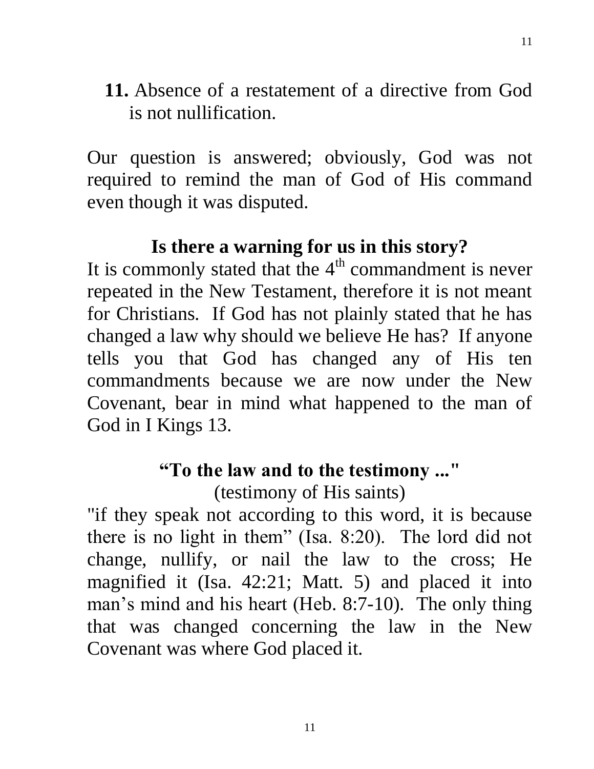**11.** Absence of a restatement of a directive from God is not nullification.

Our question is answered; obviously, God was not required to remind the man of God of His command even though it was disputed.

## Is there a warning for us in this story?

It is commonly stated that the 4th commandment is never repeated in the New Testament, therefore it is not meant for Christians. If God has not plainly stated that he has changed a law why should we believe He has? If anyone tells you that God has changed any of His ten commandments because we are now under the New Covenant, bear in mind what happened to the man of God in I Kings 13.

## "To the law and to the testimony ..."

(testimony of His saints)

"if they speak not according to this word, it is because there is no light in them" (Isa. 8:20). The lord did not change, nullify, or nail the law to the cross; He magnified it (Isa. 42:21; Matt. 5) and placed it into man's mind and his heart (Heb. 8:7-10). The only thing that was changed concerning the law in the New Covenant was where God placed it.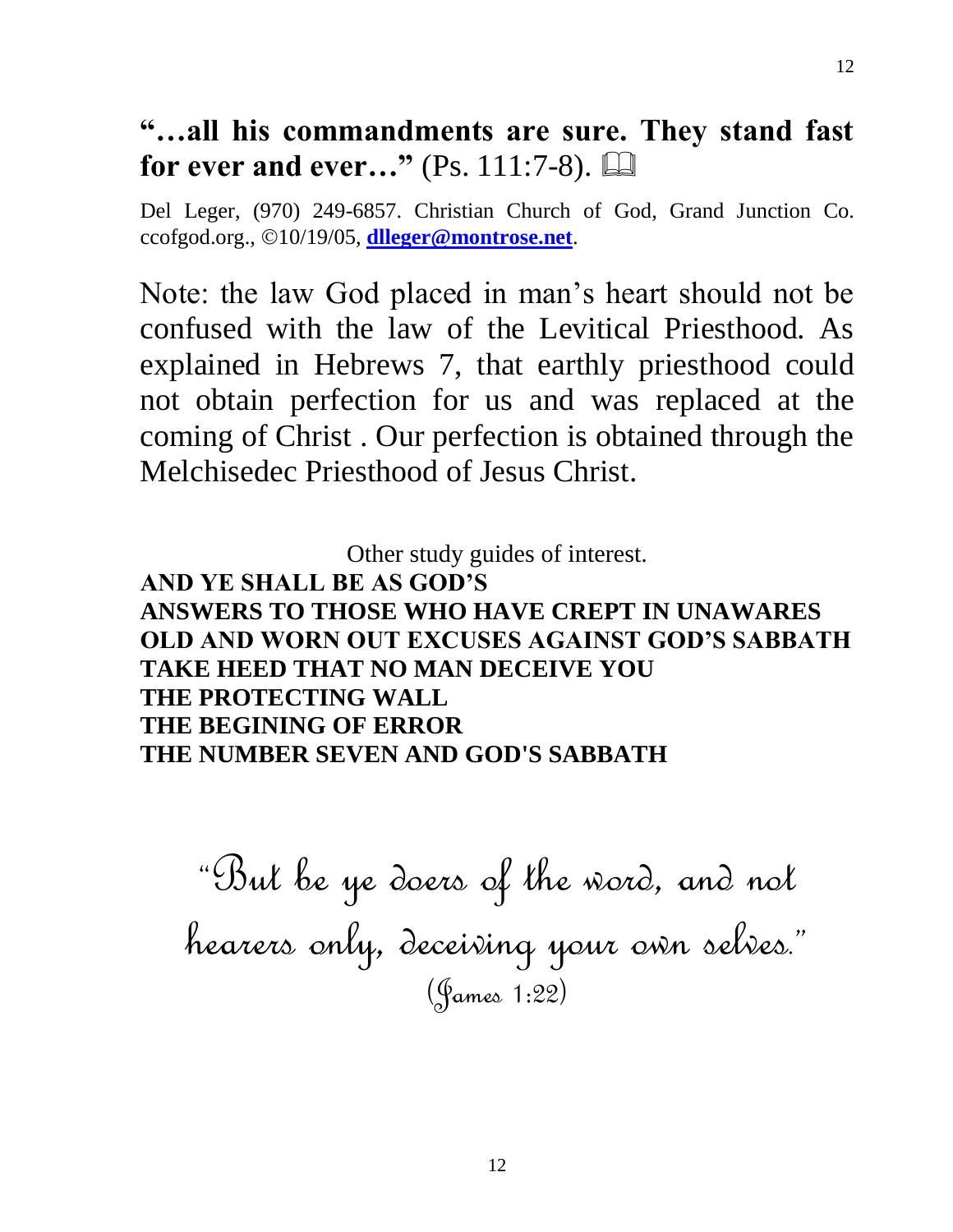**"…all his commandments are sure. They stand fast for ever and ever…"** (Ps. 111:7-8). 📖

Del Leger, (970) 249-6857. Christian Church of God, Grand Junction Co. ccofgod.org., ©10/19/05, **dlleger@montrose.net**.

Note: the law God placed in man's heart should not be confused with the law of the Levitical Priesthood. As explained in Hebrews 7, that earthly priesthood could not obtain perfection for us and was replaced at the coming of Christ . Our perfection is obtained through the Melchisedec Priesthood of Jesus Christ.

Other study guides of interest.

**AND YE SHALL BE AS GOD'S**
**ANSWERS TO THOSE WHO HAVE CREPT IN UNAWARES**
**OLD AND WORN OUT EXCUSES AGAINST GOD'S SABBATH**
**TAKE HEED THAT NO MAN DECEIVE YOU**
**THE PROTECTING WALL**
**THE BEGINING OF ERROR**
**THE NUMBER SEVEN AND GOD'S SABBATH**

*"But be ye doers of the word, and not hearers only, deceiving your own selves."*
*(James 1:22)*